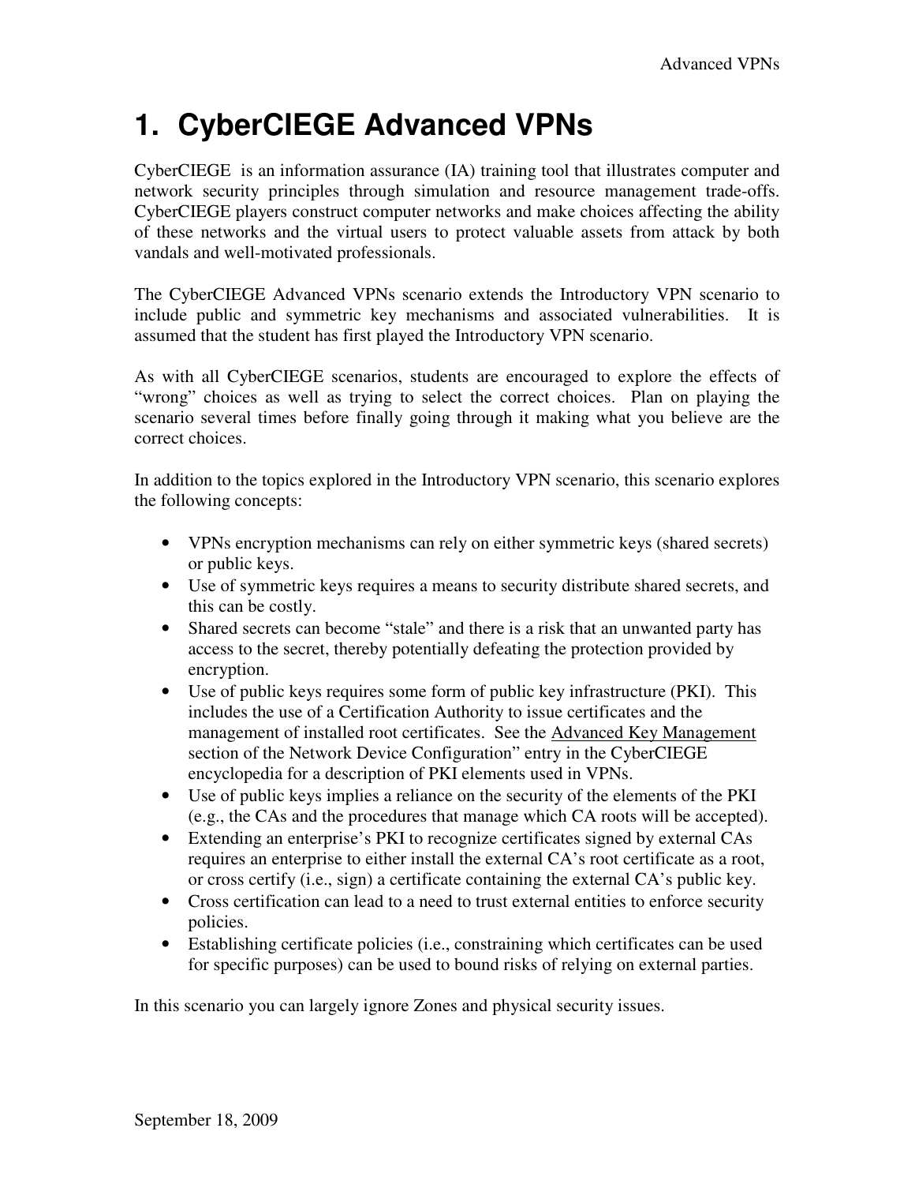# 1. CyberCIEGE Advanced VPNs

CyberCIEGE is an information assurance (IA) training tool that illustrates computer and network security principles through simulation and resource management trade-offs. CyberCIEGE players construct computer networks and make choices affecting the ability of these networks and the virtual users to protect valuable assets from attack by both vandals and well-motivated professionals.

The CyberCIEGE Advanced VPNs scenario extends the Introductory VPN scenario to include public and symmetric key mechanisms and associated vulnerabilities. It is assumed that the student has first played the Introductory VPN scenario.

As with all CyberCIEGE scenarios, students are encouraged to explore the effects of "wrong" choices as well as trying to select the correct choices. Plan on playing the scenario several times before finally going through it making what you believe are the correct choices.

In addition to the topics explored in the Introductory VPN scenario, this scenario explores the following concepts:

- VPNs encryption mechanisms can rely on either symmetric keys (shared secrets) or public keys.
- Use of symmetric keys requires a means to security distribute shared secrets, and this can be costly.
- Shared secrets can become "stale" and there is a risk that an unwanted party has access to the secret, thereby potentially defeating the protection provided by encryption.
- Use of public keys requires some form of public key infrastructure (PKI). This includes the use of a Certification Authority to issue certificates and the management of installed root certificates. See the Advanced Key Management section of the Network Device Configuration" entry in the CyberCIEGE encyclopedia for a description of PKI elements used in VPNs.
- Use of public keys implies a reliance on the security of the elements of the PKI (e.g., the CAs and the procedures that manage which CA roots will be accepted).
- Extending an enterprise's PKI to recognize certificates signed by external CAs requires an enterprise to either install the external CA's root certificate as a root, or cross certify (i.e., sign) a certificate containing the external CA's public key.
- Cross certification can lead to a need to trust external entities to enforce security policies.
- Establishing certificate policies (i.e., constraining which certificates can be used for specific purposes) can be used to bound risks of relying on external parties.

In this scenario you can largely ignore Zones and physical security issues.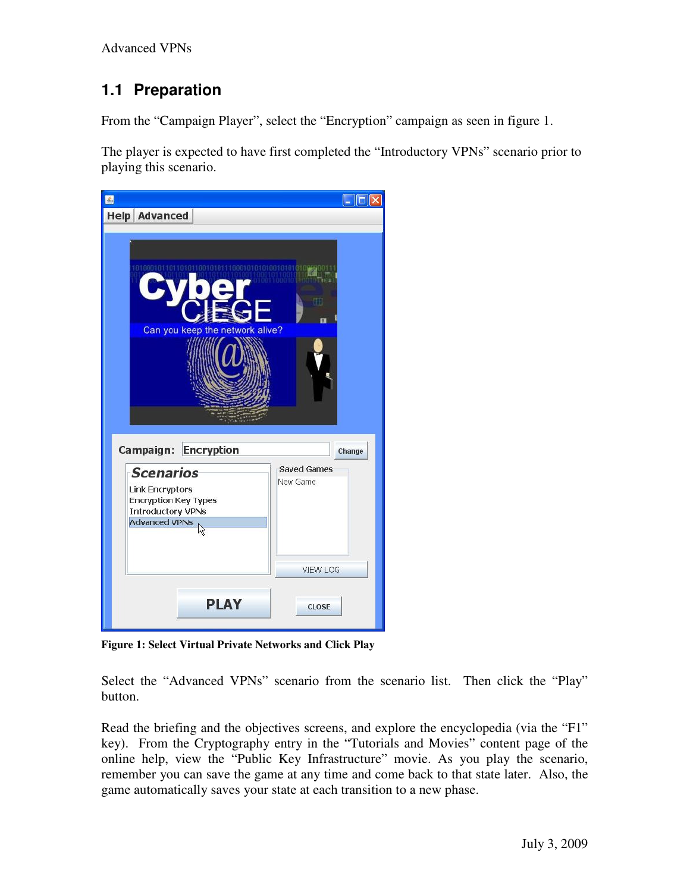## 1.1 Preparation

From the "Campaign Player", select the "Encryption" campaign as seen in figure 1.

The player is expected to have first completed the "Introductory VPNs" scenario prior to playing this scenario.

**Figure 1: Select Virtual Private Networks and Click Play**

Select the "Advanced VPNs" scenario from the scenario list. Then click the "Play" button.

Read the briefing and the objectives screens, and explore the encyclopedia (via the "F1" key). From the Cryptography entry in the "Tutorials and Movies" content page of the online help, view the "Public Key Infrastructure" movie. As you play the scenario, remember you can save the game at any time and come back to that state later. Also, the game automatically saves your state at each transition to a new phase.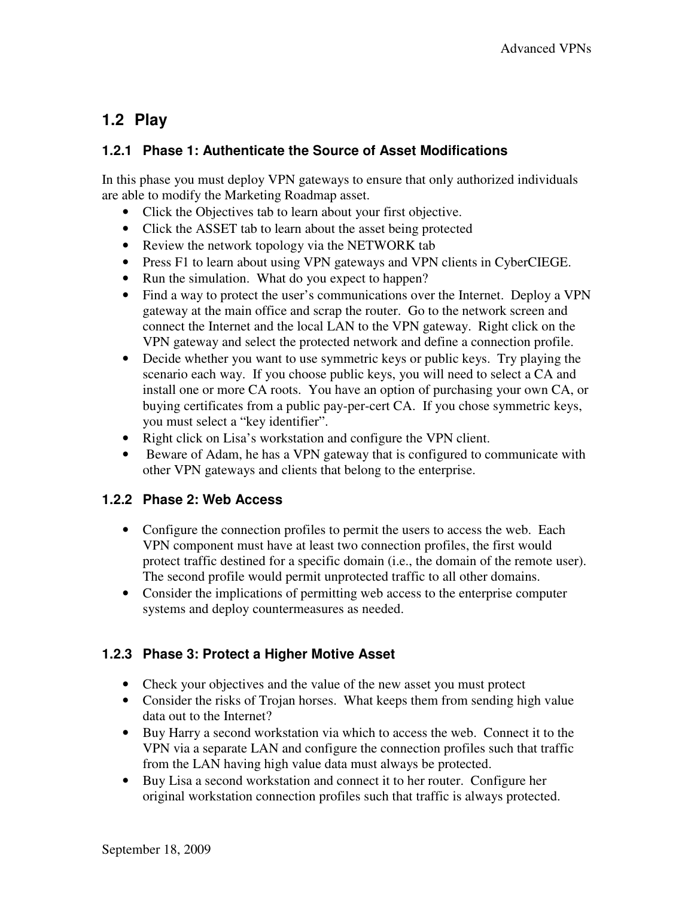## 1.2 Play

### 1.2.1 Phase 1: Authenticate the Source of Asset Modifications

In this phase you must deploy VPN gateways to ensure that only authorized individuals are able to modify the Marketing Roadmap asset.

- Click the Objectives tab to learn about your first objective.
- Click the ASSET tab to learn about the asset being protected
- Review the network topology via the NETWORK tab
- Press F1 to learn about using VPN gateways and VPN clients in CyberCIEGE.
- Run the simulation. What do you expect to happen?
- Find a way to protect the user's communications over the Internet. Deploy a VPN gateway at the main office and scrap the router. Go to the network screen and connect the Internet and the local LAN to the VPN gateway. Right click on the VPN gateway and select the protected network and define a connection profile.
- Decide whether you want to use symmetric keys or public keys. Try playing the scenario each way. If you choose public keys, you will need to select a CA and install one or more CA roots. You have an option of purchasing your own CA, or buying certificates from a public pay-per-cert CA. If you chose symmetric keys, you must select a "key identifier".
- Right click on Lisa's workstation and configure the VPN client.
- Beware of Adam, he has a VPN gateway that is configured to communicate with other VPN gateways and clients that belong to the enterprise.

### 1.2.2 Phase 2: Web Access

- Configure the connection profiles to permit the users to access the web. Each VPN component must have at least two connection profiles, the first would protect traffic destined for a specific domain (i.e., the domain of the remote user). The second profile would permit unprotected traffic to all other domains.
- Consider the implications of permitting web access to the enterprise computer systems and deploy countermeasures as needed.

### 1.2.3 Phase 3: Protect a Higher Motive Asset

- Check your objectives and the value of the new asset you must protect
- Consider the risks of Trojan horses. What keeps them from sending high value data out to the Internet?
- Buy Harry a second workstation via which to access the web. Connect it to the VPN via a separate LAN and configure the connection profiles such that traffic from the LAN having high value data must always be protected.
- Buy Lisa a second workstation and connect it to her router. Configure her original workstation connection profiles such that traffic is always protected.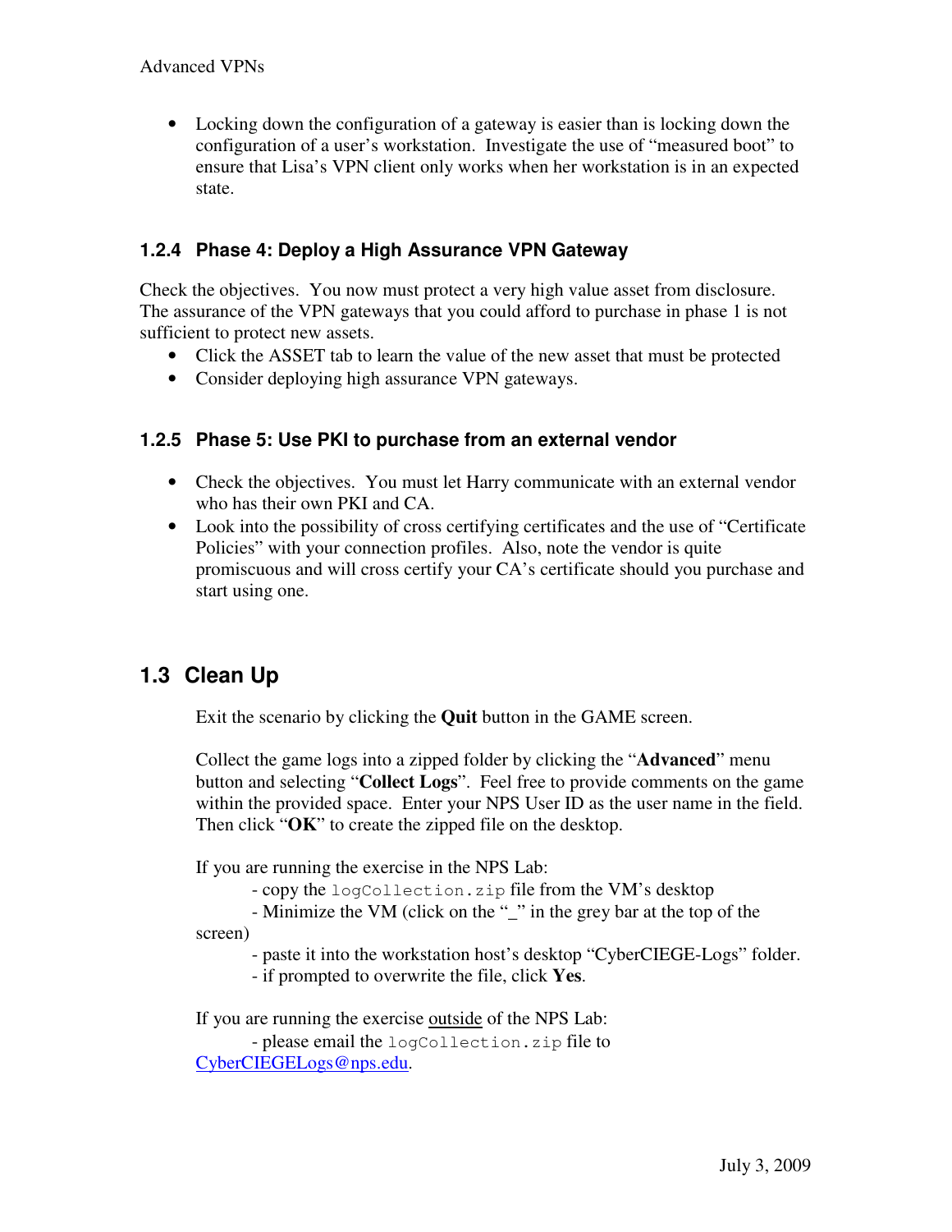- Locking down the configuration of a gateway is easier than is locking down the configuration of a user's workstation. Investigate the use of "measured boot" to ensure that Lisa's VPN client only works when her workstation is in an expected state.

### 1.2.4 Phase 4: Deploy a High Assurance VPN Gateway

Check the objectives. You now must protect a very high value asset from disclosure. The assurance of the VPN gateways that you could afford to purchase in phase 1 is not sufficient to protect new assets.

- Click the ASSET tab to learn the value of the new asset that must be protected
- Consider deploying high assurance VPN gateways.

### 1.2.5 Phase 5: Use PKI to purchase from an external vendor

- Check the objectives. You must let Harry communicate with an external vendor who has their own PKI and CA.
- Look into the possibility of cross certifying certificates and the use of "Certificate Policies" with your connection profiles. Also, note the vendor is quite promiscuous and will cross certify your CA's certificate should you purchase and start using one.

## 1.3 Clean Up

Exit the scenario by clicking the **Quit** button in the GAME screen.

Collect the game logs into a zipped folder by clicking the "**Advanced**" menu button and selecting "**Collect Logs**". Feel free to provide comments on the game within the provided space. Enter your NPS User ID as the user name in the field. Then click "**OK**" to create the zipped file on the desktop.

If you are running the exercise in the NPS Lab:

- copy the `logCollection.zip` file from the VM's desktop
- Minimize the VM (click on the "_" in the grey bar at the top of the screen)
- paste it into the workstation host's desktop "CyberCIEGE-Logs" folder.
- if prompted to overwrite the file, click **Yes**.

If you are running the exercise outside of the NPS Lab:

- please email the `logCollection.zip` file to CyberCIEGELogs@nps.edu.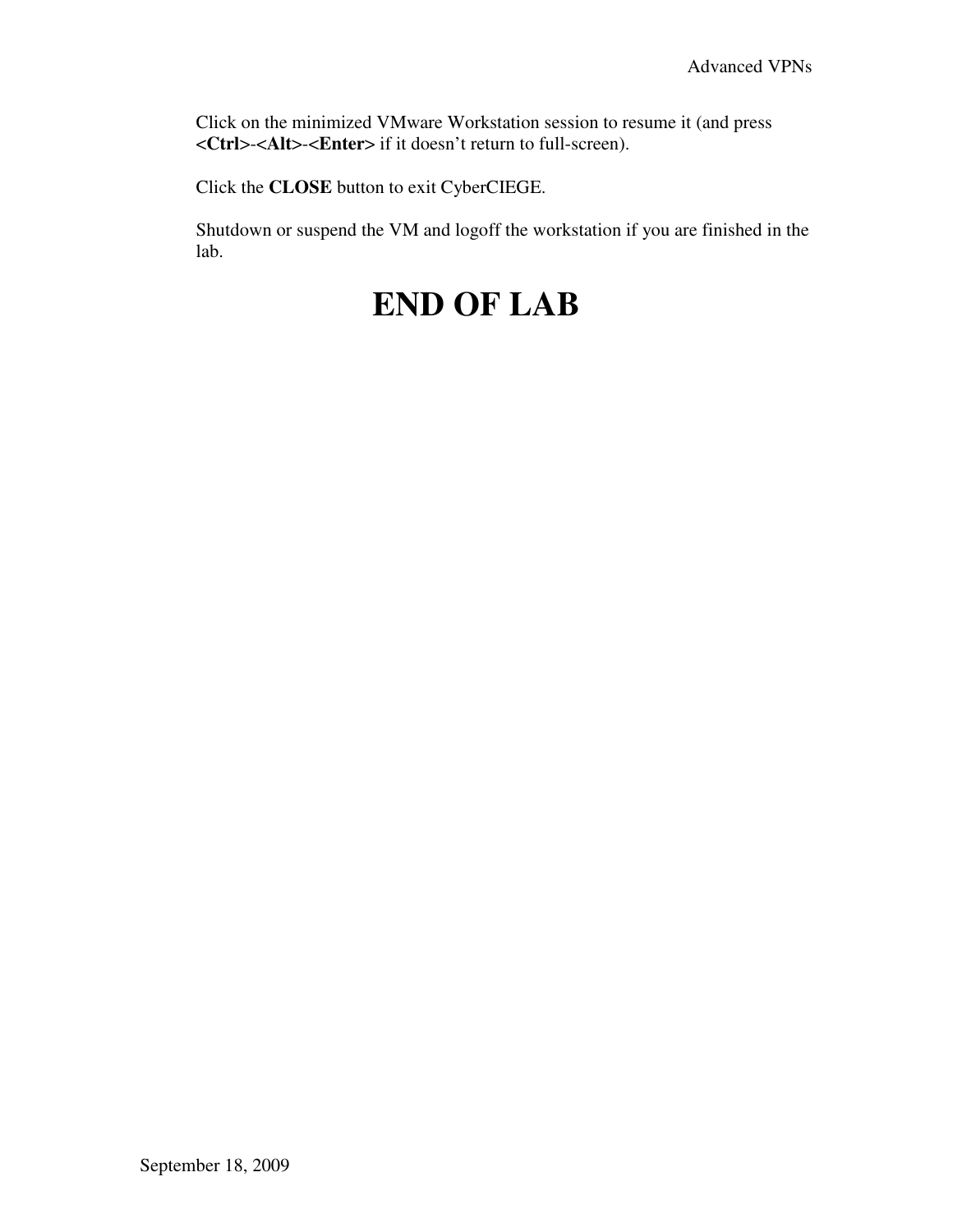Click on the minimized VMware Workstation session to resume it (and press **<Ctrl>**-**<Alt>**-**<Enter>** if it doesn't return to full-screen).

Click the **CLOSE** button to exit CyberCIEGE.

Shutdown or suspend the VM and logoff the workstation if you are finished in the lab.

# END OF LAB